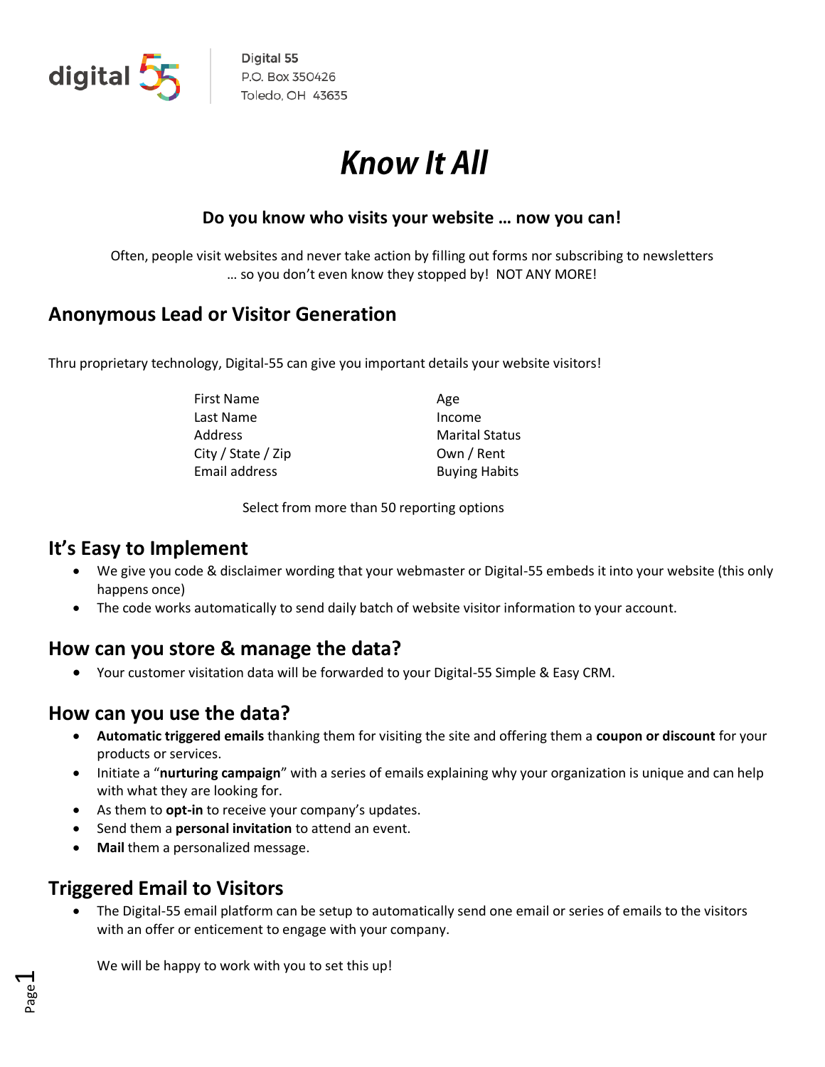digital 55

Digital 55
P.O. Box 350426
Toledo, OH 43635

# *Know It All*

**Do you know who visits your website … now you can!**

Often, people visit websites and never take action by filling out forms nor subscribing to newsletters … so you don't even know they stopped by! NOT ANY MORE!

## Anonymous Lead or Visitor Generation

Thru proprietary technology, Digital-55 can give you important details your website visitors!

| | |
|---|---|
| First Name | Age |
| Last Name | Income |
| Address | Marital Status |
| City / State / Zip | Own / Rent |
| Email address | Buying Habits |

Select from more than 50 reporting options

## It's Easy to Implement

- We give you code & disclaimer wording that your webmaster or Digital-55 embeds it into your website (this only happens once)
- The code works automatically to send daily batch of website visitor information to your account.

## How can you store & manage the data?

- Your customer visitation data will be forwarded to your Digital-55 Simple & Easy CRM.

## How can you use the data?

- **Automatic triggered emails** thanking them for visiting the site and offering them a **coupon or discount** for your products or services.
- Initiate a "**nurturing campaign**" with a series of emails explaining why your organization is unique and can help with what they are looking for.
- As them to **opt-in** to receive your company's updates.
- Send them a **personal invitation** to attend an event.
- **Mail** them a personalized message.

## Triggered Email to Visitors

- The Digital-55 email platform can be setup to automatically send one email or series of emails to the visitors with an offer or enticement to engage with your company.

  We will be happy to work with you to set this up!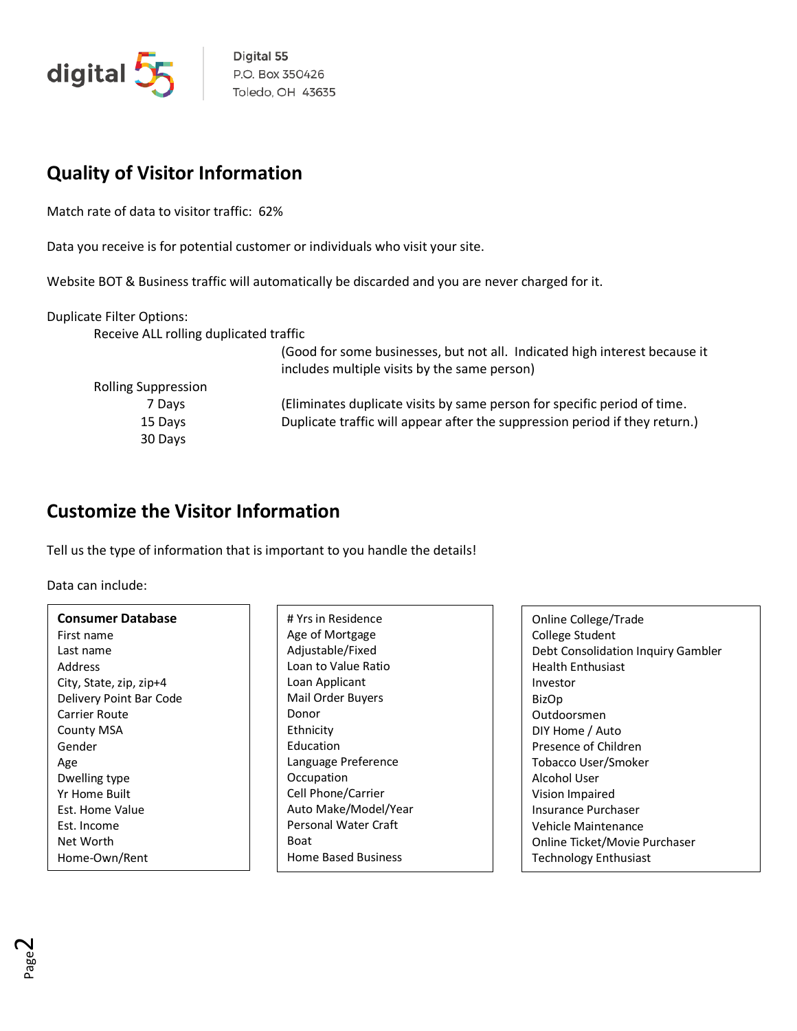Digital 55
P.O. Box 350426
Toledo, OH 43635

## Quality of Visitor Information

Match rate of data to visitor traffic: 62%

Data you receive is for potential customer or individuals who visit your site.

Website BOT & Business traffic will automatically be discarded and you are never charged for it.

Duplicate Filter Options:

- Receive ALL rolling duplicated traffic
  (Good for some businesses, but not all. Indicated high interest because it includes multiple visits by the same person)
- Rolling Suppression
  - 7 Days
  - 15 Days
  - 30 Days

  (Eliminates duplicate visits by same person for specific period of time. Duplicate traffic will appear after the suppression period if they return.)

## Customize the Visitor Information

Tell us the type of information that is important to you handle the details!

Data can include:

**Consumer Database**

- First name
- Last name
- Address
- City, State, zip, zip+4
- Delivery Point Bar Code
- Carrier Route
- County MSA
- Gender
- Age
- Dwelling type
- Yr Home Built
- Est. Home Value
- Est. Income
- Net Worth
- Home-Own/Rent

- # Yrs in Residence
- Age of Mortgage
- Adjustable/Fixed
- Loan to Value Ratio
- Loan Applicant
- Mail Order Buyers
- Donor
- Ethnicity
- Education
- Language Preference
- Occupation
- Cell Phone/Carrier
- Auto Make/Model/Year
- Personal Water Craft
- Boat
- Home Based Business

- Online College/Trade
- College Student
- Debt Consolidation Inquiry Gambler
- Health Enthusiast
- Investor
- BizOp
- Outdoorsmen
- DIY Home / Auto
- Presence of Children
- Tobacco User/Smoker
- Alcohol User
- Vision Impaired
- Insurance Purchaser
- Vehicle Maintenance
- Online Ticket/Movie Purchaser
- Technology Enthusiast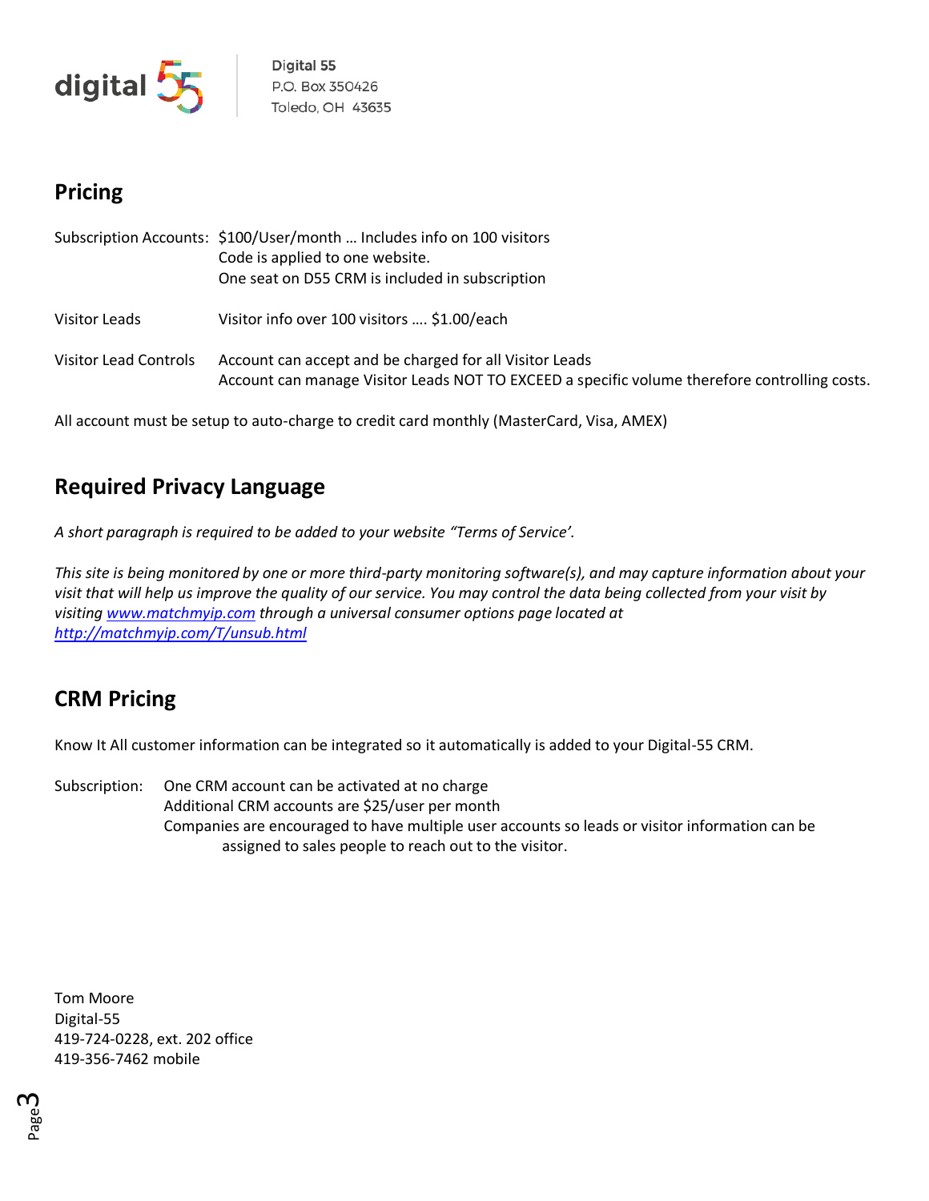digital 55

Digital 55
P.O. Box 350426
Toledo, OH 43635

## Pricing

| | |
|---|---|
| Subscription Accounts: | $100/User/month … Includes info on 100 visitors<br>Code is applied to one website.<br>One seat on D55 CRM is included in subscription |
| Visitor Leads | Visitor info over 100 visitors …. $1.00/each |
| Visitor Lead Controls | Account can accept and be charged for all Visitor Leads<br>Account can manage Visitor Leads NOT TO EXCEED a specific volume therefore controlling costs. |

All account must be setup to auto-charge to credit card monthly (MasterCard, Visa, AMEX)

## Required Privacy Language

*A short paragraph is required to be added to your website "Terms of Service'.*

*This site is being monitored by one or more third-party monitoring software(s), and may capture information about your visit that will help us improve the quality of our service. You may control the data being collected from your visit by visiting [www.matchmyip.com](www.matchmyip.com) through a universal consumer options page located at [http://matchmyip.com/T/unsub.html](http://matchmyip.com/T/unsub.html)*

## CRM Pricing

Know It All customer information can be integrated so it automatically is added to your Digital-55 CRM.

Subscription: One CRM account can be activated at no charge
Additional CRM accounts are $25/user per month
Companies are encouraged to have multiple user accounts so leads or visitor information can be assigned to sales people to reach out to the visitor.

Tom Moore
Digital-55
419-724-0228, ext. 202 office
419-356-7462 mobile